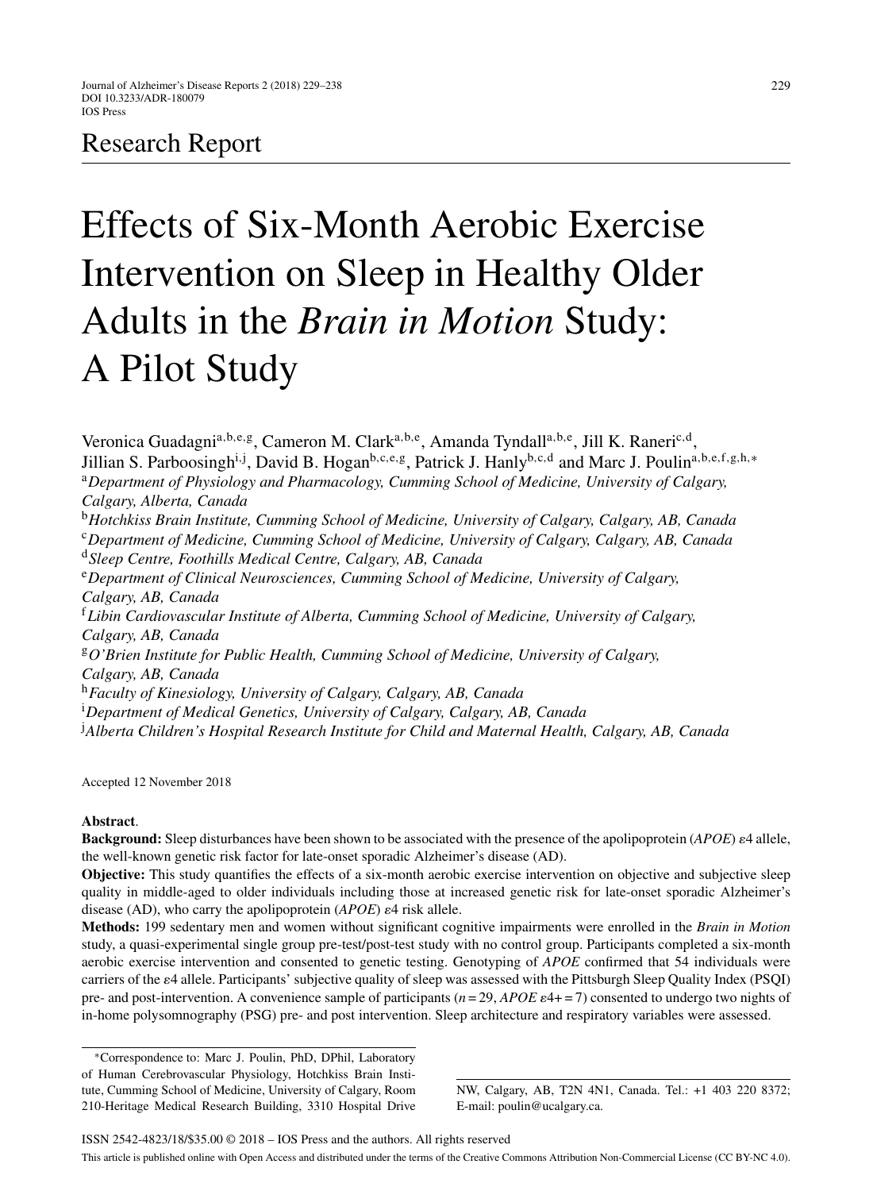Research Report

# Effects of Six-Month Aerobic Exercise Intervention on Sleep in Healthy Older Adults in the *Brain in Motion* Study: A Pilot Study

Veronica Guadagni[a,b,e,g], Cameron M. Clark[a,b,e], Amanda Tyndall[a,b,e], Jill K. Raneri[c,d], Jillian S. Parboosingh[i,j], David B. Hogan[b,c,e,g], Patrick J. Hanly[b,c,d] and Marc J. Poulin[a,b,e,f,g,h,*]

[a]*Department of Physiology and Pharmacology, Cumming School of Medicine, University of Calgary, Calgary, Alberta, Canada*
[b]*Hotchkiss Brain Institute, Cumming School of Medicine, University of Calgary, Calgary, AB, Canada*
[c]*Department of Medicine, Cumming School of Medicine, University of Calgary, Calgary, AB, Canada*
[d]*Sleep Centre, Foothills Medical Centre, Calgary, AB, Canada*
[e]*Department of Clinical Neurosciences, Cumming School of Medicine, University of Calgary, Calgary, AB, Canada*
[f]*Libin Cardiovascular Institute of Alberta, Cumming School of Medicine, University of Calgary, Calgary, AB, Canada*
[g]*O'Brien Institute for Public Health, Cumming School of Medicine, University of Calgary, Calgary, AB, Canada*
[h]*Faculty of Kinesiology, University of Calgary, Calgary, AB, Canada*
[i]*Department of Medical Genetics, University of Calgary, Calgary, AB, Canada*
[j]*Alberta Children's Hospital Research Institute for Child and Maternal Health, Calgary, AB, Canada*

Accepted 12 November 2018

**Abstract**.

**Background:** Sleep disturbances have been shown to be associated with the presence of the apolipoprotein (*APOE*) $\varepsilon$4 allele, the well-known genetic risk factor for late-onset sporadic Alzheimer's disease (AD).

**Objective:** This study quantifies the effects of a six-month aerobic exercise intervention on objective and subjective sleep quality in middle-aged to older individuals including those at increased genetic risk for late-onset sporadic Alzheimer's disease (AD), who carry the apolipoprotein (*APOE*) $\varepsilon$4 risk allele.

**Methods:** 199 sedentary men and women without significant cognitive impairments were enrolled in the *Brain in Motion* study, a quasi-experimental single group pre-test/post-test study with no control group. Participants completed a six-month aerobic exercise intervention and consented to genetic testing. Genotyping of *APOE* confirmed that 54 individuals were carriers of the $\varepsilon$4 allele. Participants' subjective quality of sleep was assessed with the Pittsburgh Sleep Quality Index (PSQI) pre- and post-intervention. A convenience sample of participants ($n = 29$, *APOE* $\varepsilon 4+ = 7$) consented to undergo two nights of in-home polysomnography (PSG) pre- and post intervention. Sleep architecture and respiratory variables were assessed.

*Correspondence to: Marc J. Poulin, PhD, DPhil, Laboratory of Human Cerebrovascular Physiology, Hotchkiss Brain Institute, Cumming School of Medicine, University of Calgary, Room 210-Heritage Medical Research Building, 3310 Hospital Drive NW, Calgary, AB, T2N 4N1, Canada. Tel.: +1 403 220 8372; E-mail: poulin@ucalgary.ca.

ISSN 2542-4823/18/$35.00 © 2018 – IOS Press and the authors. All rights reserved

This article is published online with Open Access and distributed under the terms of the Creative Commons Attribution Non-Commercial License (CC BY-NC 4.0).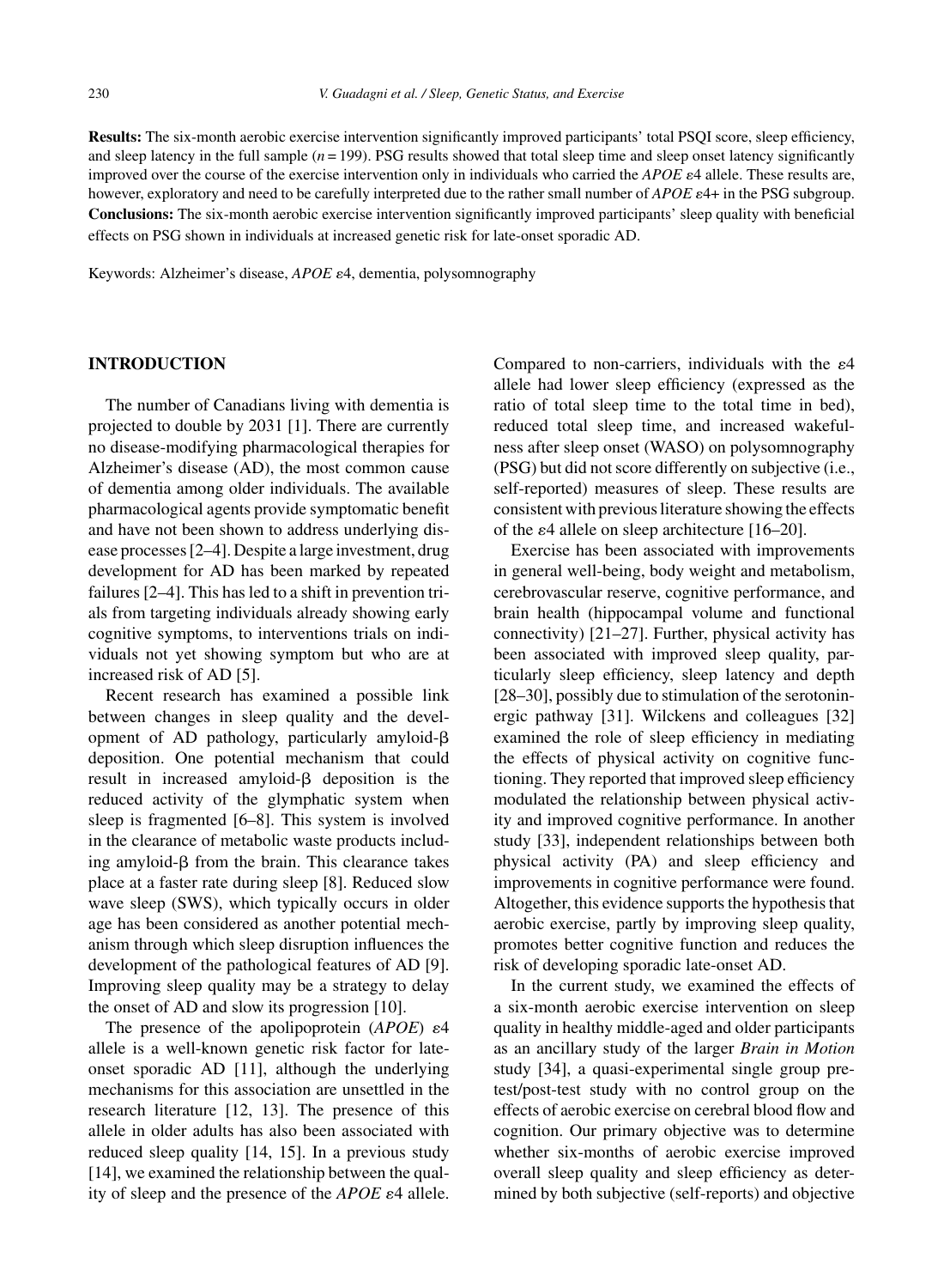**Results:** The six-month aerobic exercise intervention significantly improved participants' total PSQI score, sleep efficiency, and sleep latency in the full sample ($n = 199$). PSG results showed that total sleep time and sleep onset latency significantly improved over the course of the exercise intervention only in individuals who carried the *APOE* ε4 allele. These results are, however, exploratory and need to be carefully interpreted due to the rather small number of *APOE* ε4+ in the PSG subgroup.

**Conclusions:** The six-month aerobic exercise intervention significantly improved participants' sleep quality with beneficial effects on PSG shown in individuals at increased genetic risk for late-onset sporadic AD.

Keywords: Alzheimer's disease, *APOE* ε4, dementia, polysomnography

## INTRODUCTION

The number of Canadians living with dementia is projected to double by 2031 [1]. There are currently no disease-modifying pharmacological therapies for Alzheimer's disease (AD), the most common cause of dementia among older individuals. The available pharmacological agents provide symptomatic benefit and have not been shown to address underlying disease processes [2–4]. Despite a large investment, drug development for AD has been marked by repeated failures [2–4]. This has led to a shift in prevention trials from targeting individuals already showing early cognitive symptoms, to interventions trials on individuals not yet showing symptom but who are at increased risk of AD [5].

Recent research has examined a possible link between changes in sleep quality and the development of AD pathology, particularly amyloid-β deposition. One potential mechanism that could result in increased amyloid-β deposition is the reduced activity of the glymphatic system when sleep is fragmented [6–8]. This system is involved in the clearance of metabolic waste products including amyloid-β from the brain. This clearance takes place at a faster rate during sleep [8]. Reduced slow wave sleep (SWS), which typically occurs in older age has been considered as another potential mechanism through which sleep disruption influences the development of the pathological features of AD [9]. Improving sleep quality may be a strategy to delay the onset of AD and slow its progression [10].

The presence of the apolipoprotein (*APOE*) ε4 allele is a well-known genetic risk factor for late-onset sporadic AD [11], although the underlying mechanisms for this association are unsettled in the research literature [12, 13]. The presence of this allele in older adults has also been associated with reduced sleep quality [14, 15]. In a previous study [14], we examined the relationship between the quality of sleep and the presence of the *APOE* ε4 allele. Compared to non-carriers, individuals with the ε4 allele had lower sleep efficiency (expressed as the ratio of total sleep time to the total time in bed), reduced total sleep time, and increased wakefulness after sleep onset (WASO) on polysomnography (PSG) but did not score differently on subjective (i.e., self-reported) measures of sleep. These results are consistent with previous literature showing the effects of the ε4 allele on sleep architecture [16–20].

Exercise has been associated with improvements in general well-being, body weight and metabolism, cerebrovascular reserve, cognitive performance, and brain health (hippocampal volume and functional connectivity) [21–27]. Further, physical activity has been associated with improved sleep quality, particularly sleep efficiency, sleep latency and depth [28–30], possibly due to stimulation of the serotoninergic pathway [31]. Wilckens and colleagues [32] examined the role of sleep efficiency in mediating the effects of physical activity on cognitive functioning. They reported that improved sleep efficiency modulated the relationship between physical activity and improved cognitive performance. In another study [33], independent relationships between both physical activity (PA) and sleep efficiency and improvements in cognitive performance were found. Altogether, this evidence supports the hypothesis that aerobic exercise, partly by improving sleep quality, promotes better cognitive function and reduces the risk of developing sporadic late-onset AD.

In the current study, we examined the effects of a six-month aerobic exercise intervention on sleep quality in healthy middle-aged and older participants as an ancillary study of the larger *Brain in Motion* study [34], a quasi-experimental single group pre-test/post-test study with no control group on the effects of aerobic exercise on cerebral blood flow and cognition. Our primary objective was to determine whether six-months of aerobic exercise improved overall sleep quality and sleep efficiency as determined by both subjective (self-reports) and objective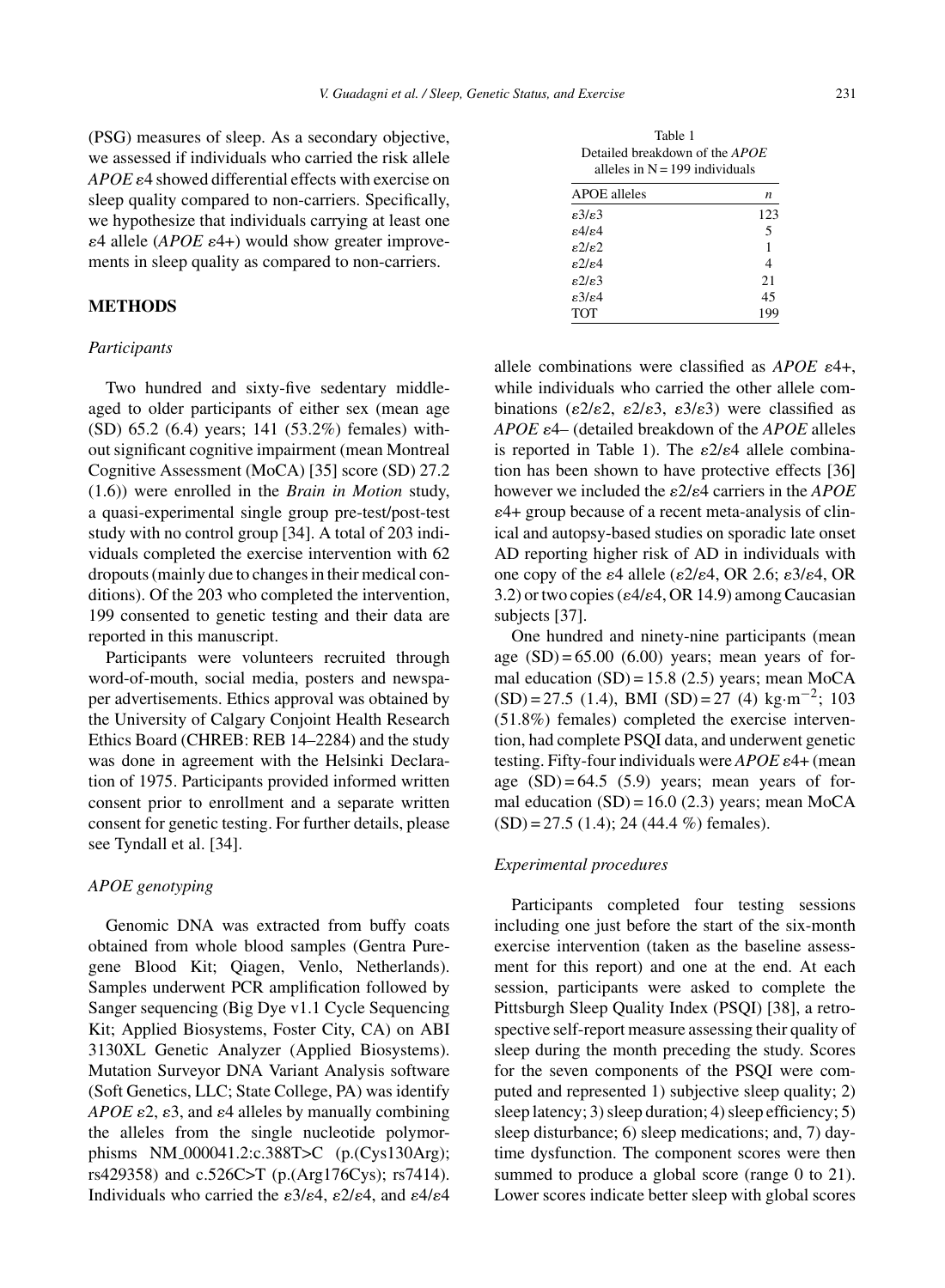(PSG) measures of sleep. As a secondary objective, we assessed if individuals who carried the risk allele *APOE* ε4 showed differential effects with exercise on sleep quality compared to non-carriers. Specifically, we hypothesize that individuals carrying at least one ε4 allele (*APOE* ε4+) would show greater improvements in sleep quality as compared to non-carriers.

## METHODS

### *Participants*

Two hundred and sixty-five sedentary middle-aged to older participants of either sex (mean age (SD) 65.2 (6.4) years; 141 (53.2%) females) without significant cognitive impairment (mean Montreal Cognitive Assessment (MoCA) [35] score (SD) 27.2 (1.6)) were enrolled in the *Brain in Motion* study, a quasi-experimental single group pre-test/post-test study with no control group [34]. A total of 203 individuals completed the exercise intervention with 62 dropouts (mainly due to changes in their medical conditions). Of the 203 who completed the intervention, 199 consented to genetic testing and their data are reported in this manuscript.

Participants were volunteers recruited through word-of-mouth, social media, posters and newspaper advertisements. Ethics approval was obtained by the University of Calgary Conjoint Health Research Ethics Board (CHREB: REB 14–2284) and the study was done in agreement with the Helsinki Declaration of 1975. Participants provided informed written consent prior to enrollment and a separate written consent for genetic testing. For further details, please see Tyndall et al. [34].

### *APOE genotyping*

Genomic DNA was extracted from buffy coats obtained from whole blood samples (Gentra Puregene Blood Kit; Qiagen, Venlo, Netherlands). Samples underwent PCR amplification followed by Sanger sequencing (Big Dye v1.1 Cycle Sequencing Kit; Applied Biosystems, Foster City, CA) on ABI 3130XL Genetic Analyzer (Applied Biosystems). Mutation Surveyor DNA Variant Analysis software (Soft Genetics, LLC; State College, PA) was identify *APOE* ε2, ε3, and ε4 alleles by manually combining the alleles from the single nucleotide polymorphisms NM_000041.2:c.388T>C (p.(Cys130Arg); rs429358) and c.526C>T (p.(Arg176Cys); rs7414). Individuals who carried the ε3/ε4, ε2/ε4, and ε4/ε4 allele combinations were classified as *APOE* ε4+, while individuals who carried the other allele combinations (ε2/ε2, ε2/ε3, ε3/ε3) were classified as *APOE* ε4– (detailed breakdown of the *APOE* alleles is reported in Table 1). The ε2/ε4 allele combination has been shown to have protective effects [36] however we included the ε2/ε4 carriers in the *APOE* ε4+ group because of a recent meta-analysis of clinical and autopsy-based studies on sporadic late onset AD reporting higher risk of AD in individuals with one copy of the ε4 allele (ε2/ε4, OR 2.6; ε3/ε4, OR 3.2) or two copies (ε4/ε4, OR 14.9) among Caucasian subjects [37].

Table 1
Detailed breakdown of the *APOE* alleles in N = 199 individuals

| APOE alleles | *n* |
|---|---|
| ε3/ε3 | 123 |
| ε4/ε4 | 5 |
| ε2/ε2 | 1 |
| ε2/ε4 | 4 |
| ε2/ε3 | 21 |
| ε3/ε4 | 45 |
| TOT | 199 |

One hundred and ninety-nine participants (mean age (SD) = 65.00 (6.00) years; mean years of formal education (SD) = 15.8 (2.5) years; mean MoCA (SD) = 27.5 (1.4), BMI (SD) = 27 (4) $kg{\cdot}m^{-2}$; 103 (51.8%) females) completed the exercise intervention, had complete PSQI data, and underwent genetic testing. Fifty-four individuals were *APOE* ε4+ (mean age (SD) = 64.5 (5.9) years; mean years of formal education (SD) = 16.0 (2.3) years; mean MoCA (SD) = 27.5 (1.4); 24 (44.4 %) females).

### *Experimental procedures*

Participants completed four testing sessions including one just before the start of the six-month exercise intervention (taken as the baseline assessment for this report) and one at the end. At each session, participants were asked to complete the Pittsburgh Sleep Quality Index (PSQI) [38], a retrospective self-report measure assessing their quality of sleep during the month preceding the study. Scores for the seven components of the PSQI were computed and represented 1) subjective sleep quality; 2) sleep latency; 3) sleep duration; 4) sleep efficiency; 5) sleep disturbance; 6) sleep medications; and, 7) daytime dysfunction. The component scores were then summed to produce a global score (range 0 to 21). Lower scores indicate better sleep with global scores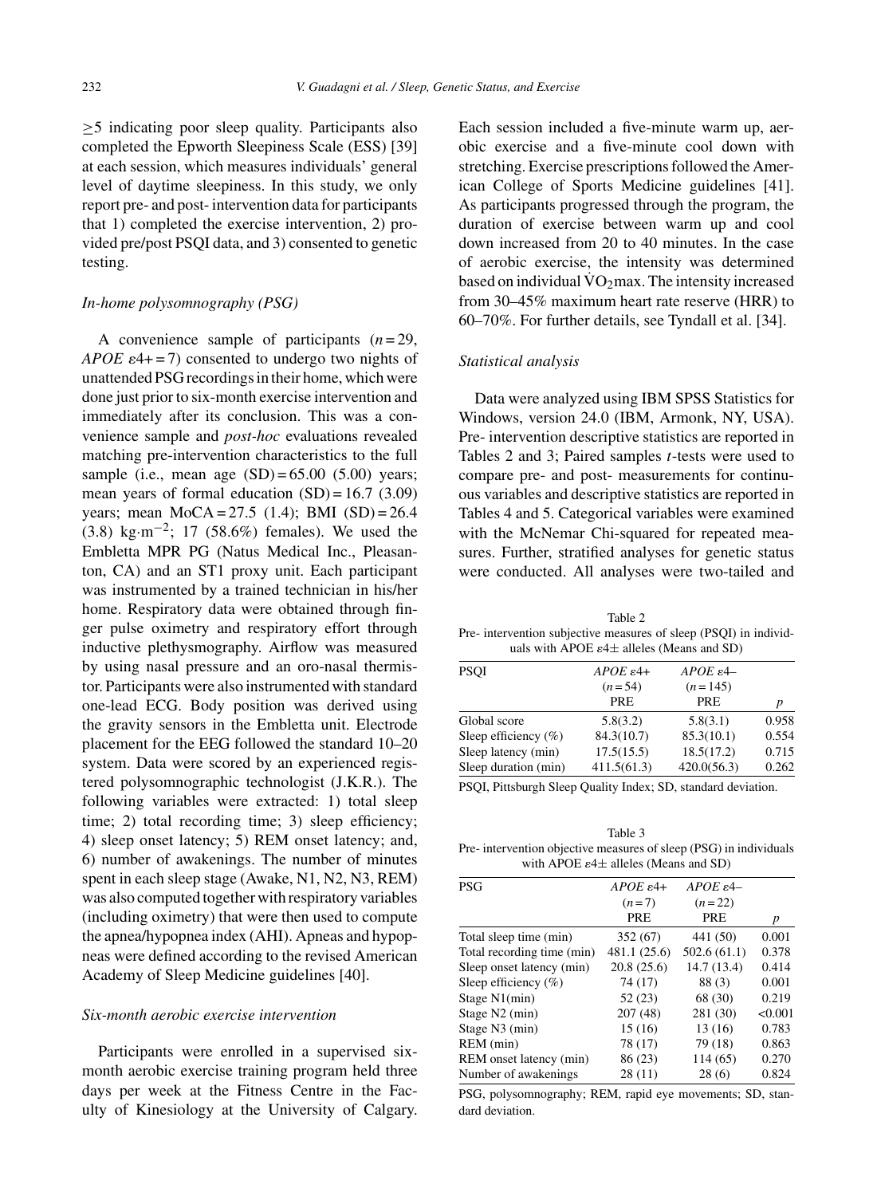≥5 indicating poor sleep quality. Participants also completed the Epworth Sleepiness Scale (ESS) [39] at each session, which measures individuals' general level of daytime sleepiness. In this study, we only report pre- and post- intervention data for participants that 1) completed the exercise intervention, 2) provided pre/post PSQI data, and 3) consented to genetic testing.

### *In-home polysomnography (PSG)*

A convenience sample of participants ($n = 29$, *APOE* ε4+ = 7) consented to undergo two nights of unattended PSG recordings in their home, which were done just prior to six-month exercise intervention and immediately after its conclusion. This was a convenience sample and *post-hoc* evaluations revealed matching pre-intervention characteristics to the full sample (i.e., mean age (SD) = 65.00 (5.00) years; mean years of formal education (SD) = 16.7 (3.09) years; mean MoCA = 27.5 (1.4); BMI (SD) = 26.4 (3.8) $kg{\cdot}m^{-2}$; 17 (58.6%) females). We used the Embletta MPR PG (Natus Medical Inc., Pleasanton, CA) and an ST1 proxy unit. Each participant was instrumented by a trained technician in his/her home. Respiratory data were obtained through finger pulse oximetry and respiratory effort through inductive plethysmography. Airflow was measured by using nasal pressure and an oro-nasal thermistor. Participants were also instrumented with standard one-lead ECG. Body position was derived using the gravity sensors in the Embletta unit. Electrode placement for the EEG followed the standard 10–20 system. Data were scored by an experienced registered polysomnographic technologist (J.K.R.). The following variables were extracted: 1) total sleep time; 2) total recording time; 3) sleep efficiency; 4) sleep onset latency; 5) REM onset latency; and, 6) number of awakenings. The number of minutes spent in each sleep stage (Awake, N1, N2, N3, REM) was also computed together with respiratory variables (including oximetry) that were then used to compute the apnea/hypopnea index (AHI). Apneas and hypopneas were defined according to the revised American Academy of Sleep Medicine guidelines [40].

### *Six-month aerobic exercise intervention*

Participants were enrolled in a supervised six-month aerobic exercise training program held three days per week at the Fitness Centre in the Faculty of Kinesiology at the University of Calgary. Each session included a five-minute warm up, aerobic exercise and a five-minute cool down with stretching. Exercise prescriptions followed the American College of Sports Medicine guidelines [41]. As participants progressed through the program, the duration of exercise between warm up and cool down increased from 20 to 40 minutes. In the case of aerobic exercise, the intensity was determined based on individual $\dot{V}O_2$max. The intensity increased from 30–45% maximum heart rate reserve (HRR) to 60–70%. For further details, see Tyndall et al. [34].

### *Statistical analysis*

Data were analyzed using IBM SPSS Statistics for Windows, version 24.0 (IBM, Armonk, NY, USA). Pre- intervention descriptive statistics are reported in Tables 2 and 3; Paired samples *t*-tests were used to compare pre- and post- measurements for continuous variables and descriptive statistics are reported in Tables 4 and 5. Categorical variables were examined with the McNemar Chi-squared for repeated measures. Further, stratified analyses for genetic status were conducted. All analyses were two-tailed and

Table 2
Pre- intervention subjective measures of sleep (PSQI) in individuals with APOE ε4± alleles (Means and SD)

| PSQI | *APOE* ε4+ ($n = 54$) PRE | *APOE* ε4– ($n = 145$) PRE | *p* |
|---|---|---|---|
| Global score | 5.8(3.2) | 5.8(3.1) | 0.958 |
| Sleep efficiency (%) | 84.3(10.7) | 85.3(10.1) | 0.554 |
| Sleep latency (min) | 17.5(15.5) | 18.5(17.2) | 0.715 |
| Sleep duration (min) | 411.5(61.3) | 420.0(56.3) | 0.262 |

PSQI, Pittsburgh Sleep Quality Index; SD, standard deviation.

Table 3
Pre- intervention objective measures of sleep (PSG) in individuals with APOE ε4± alleles (Means and SD)

| PSG | *APOE* ε4+ ($n = 7$) PRE | *APOE* ε4– ($n = 22$) PRE | *p* |
|---|---|---|---|
| Total sleep time (min) | 352 (67) | 441 (50) | 0.001 |
| Total recording time (min) | 481.1 (25.6) | 502.6 (61.1) | 0.378 |
| Sleep onset latency (min) | 20.8 (25.6) | 14.7 (13.4) | 0.414 |
| Sleep efficiency (%) | 74 (17) | 88 (3) | 0.001 |
| Stage N1(min) | 52 (23) | 68 (30) | 0.219 |
| Stage N2 (min) | 207 (48) | 281 (30) | <0.001 |
| Stage N3 (min) | 15 (16) | 13 (16) | 0.783 |
| REM (min) | 78 (17) | 79 (18) | 0.863 |
| REM onset latency (min) | 86 (23) | 114 (65) | 0.270 |
| Number of awakenings | 28 (11) | 28 (6) | 0.824 |

PSG, polysomnography; REM, rapid eye movements; SD, standard deviation.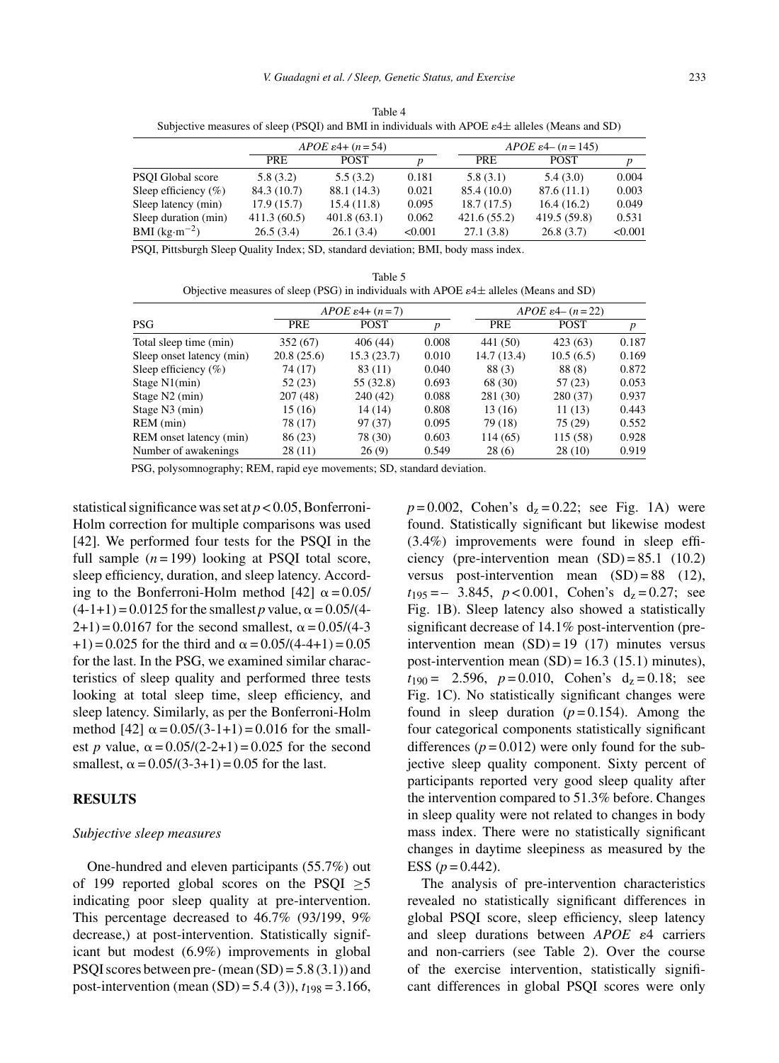Table 4
Subjective measures of sleep (PSQI) and BMI in individuals with APOE ε4± alleles (Means and SD)

| | *APOE* ε4+ (*n* = 54) | | | *APOE* ε4– (*n* = 145) | | |
|---|---|---|---|---|---|---|
| | PRE | POST | *p* | PRE | POST | *p* |
| PSQI Global score | 5.8 (3.2) | 5.5 (3.2) | 0.181 | 5.8 (3.1) | 5.4 (3.0) | 0.004 |
| Sleep efficiency (%) | 84.3 (10.7) | 88.1 (14.3) | 0.021 | 85.4 (10.0) | 87.6 (11.1) | 0.003 |
| Sleep latency (min) | 17.9 (15.7) | 15.4 (11.8) | 0.095 | 18.7 (17.5) | 16.4 (16.2) | 0.049 |
| Sleep duration (min) | 411.3 (60.5) | 401.8 (63.1) | 0.062 | 421.6 (55.2) | 419.5 (59.8) | 0.531 |
| BMI ($kg{\cdot}m^{-2}$) | 26.5 (3.4) | 26.1 (3.4) | <0.001 | 27.1 (3.8) | 26.8 (3.7) | <0.001 |

PSQI, Pittsburgh Sleep Quality Index; SD, standard deviation; BMI, body mass index.

Table 5
Objective measures of sleep (PSG) in individuals with APOE ε4± alleles (Means and SD)

| | *APOE* ε4+ (*n* = 7) | | | *APOE* ε4– (*n* = 22) | | |
|---|---|---|---|---|---|---|
| PSG | PRE | POST | *p* | PRE | POST | *p* |
| Total sleep time (min) | 352 (67) | 406 (44) | 0.008 | 441 (50) | 423 (63) | 0.187 |
| Sleep onset latency (min) | 20.8 (25.6) | 15.3 (23.7) | 0.010 | 14.7 (13.4) | 10.5 (6.5) | 0.169 |
| Sleep efficiency (%) | 74 (17) | 83 (11) | 0.040 | 88 (3) | 88 (8) | 0.872 |
| Stage N1(min) | 52 (23) | 55 (32.8) | 0.693 | 68 (30) | 57 (23) | 0.053 |
| Stage N2 (min) | 207 (48) | 240 (42) | 0.088 | 281 (30) | 280 (37) | 0.937 |
| Stage N3 (min) | 15 (16) | 14 (14) | 0.808 | 13 (16) | 11 (13) | 0.443 |
| REM (min) | 78 (17) | 97 (37) | 0.095 | 79 (18) | 75 (29) | 0.552 |
| REM onset latency (min) | 86 (23) | 78 (30) | 0.603 | 114 (65) | 115 (58) | 0.928 |
| Number of awakenings | 28 (11) | 26 (9) | 0.549 | 28 (6) | 28 (10) | 0.919 |

PSG, polysomnography; REM, rapid eye movements; SD, standard deviation.

statistical significance was set at $p < 0.05$, Bonferroni-Holm correction for multiple comparisons was used [42]. We performed four tests for the PSQI in the full sample ($n = 199$) looking at PSQI total score, sleep efficiency, duration, and sleep latency. According to the Bonferroni-Holm method [42] $\alpha = 0.05/(4\text{-}1+1) = 0.0125$ for the smallest $p$ value, $\alpha = 0.05/(4\text{-}2+1) = 0.0167$ for the second smallest, $\alpha = 0.05/(4\text{-}3+1) = 0.025$ for the third and $\alpha = 0.05/(4\text{-}4+1) = 0.05$ for the last. In the PSG, we examined similar characteristics of sleep quality and performed three tests looking at total sleep time, sleep efficiency, and sleep latency. Similarly, as per the Bonferroni-Holm method [42] $\alpha = 0.05/(3\text{-}1+1) = 0.016$ for the smallest $p$ value, $\alpha = 0.05/(2\text{-}2+1) = 0.025$ for the second smallest, $\alpha = 0.05/(3\text{-}3+1) = 0.05$ for the last.

## RESULTS

### *Subjective sleep measures*

One-hundred and eleven participants (55.7%) out of 199 reported global scores on the PSQI $\geq 5$ indicating poor sleep quality at pre-intervention. This percentage decreased to 46.7% (93/199, 9% decrease,) at post-intervention. Statistically significant but modest (6.9%) improvements in global PSQI scores between pre- (mean (SD) = 5.8 (3.1)) and post-intervention (mean (SD) = 5.4 (3)), $t_{198} = 3.166$, $p = 0.002$, Cohen's $d_z = 0.22$; see Fig. 1A) were found. Statistically significant but likewise modest (3.4%) improvements were found in sleep efficiency (pre-intervention mean (SD) = 85.1 (10.2) versus post-intervention mean (SD) = 88 (12), $t_{195} = -3.845$, $p < 0.001$, Cohen's $d_z = 0.27$; see Fig. 1B). Sleep latency also showed a statistically significant decrease of 14.1% post-intervention (pre-intervention mean (SD) = 19 (17) minutes versus post-intervention mean (SD) = 16.3 (15.1) minutes), $t_{190} = 2.596$, $p = 0.010$, Cohen's $d_z = 0.18$; see Fig. 1C). No statistically significant changes were found in sleep duration ($p = 0.154$). Among the four categorical components statistically significant differences ($p = 0.012$) were only found for the subjective sleep quality component. Sixty percent of participants reported very good sleep quality after the intervention compared to 51.3% before. Changes in sleep quality were not related to changes in body mass index. There were no statistically significant changes in daytime sleepiness as measured by the ESS ($p = 0.442$).

The analysis of pre-intervention characteristics revealed no statistically significant differences in global PSQI score, sleep efficiency, sleep latency and sleep durations between *APOE* ε4 carriers and non-carriers (see Table 2). Over the course of the exercise intervention, statistically significant differences in global PSQI scores were only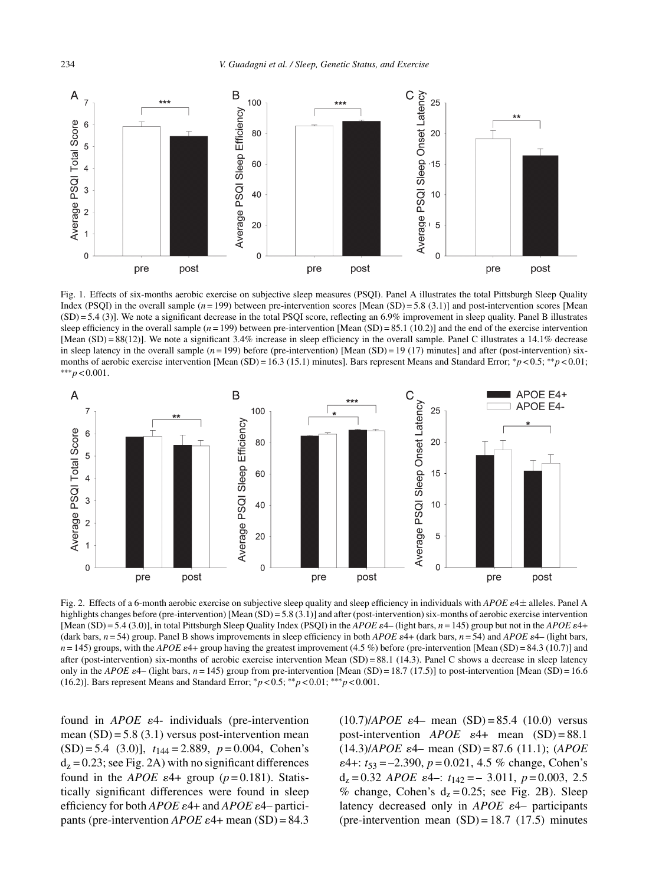Fig. 1. Effects of six-months aerobic exercise on subjective sleep measures (PSQI). Panel A illustrates the total Pittsburgh Sleep Quality Index (PSQI) in the overall sample ($n$ = 199) between pre-intervention scores [Mean (SD) = 5.8 (3.1)] and post-intervention scores [Mean (SD) = 5.4 (3)]. We note a significant decrease in the total PSQI score, reflecting an 6.9% improvement in sleep quality. Panel B illustrates sleep efficiency in the overall sample ($n$ = 199) between pre-intervention [Mean (SD) = 85.1 (10.2)] and the end of the exercise intervention [Mean (SD) = 88(12)]. We note a significant 3.4% increase in sleep efficiency in the overall sample. Panel C illustrates a 14.1% decrease in sleep latency in the overall sample ($n$ = 199) before (pre-intervention) [Mean (SD) = 19 (17) minutes] and after (post-intervention) six-months of aerobic exercise intervention [Mean (SD) = 16.3 (15.1) minutes]. Bars represent Means and Standard Error; $^{*}p < 0.5$; $^{**}p < 0.01$; $^{***}p < 0.001$.

Fig. 2. Effects of a 6-month aerobic exercise on subjective sleep quality and sleep efficiency in individuals with *APOE* ε4± alleles. Panel A highlights changes before (pre-intervention) [Mean (SD) = 5.8 (3.1)] and after (post-intervention) six-months of aerobic exercise intervention [Mean (SD) = 5.4 (3.0)], in total Pittsburgh Sleep Quality Index (PSQI) in the *APOE* ε4– (light bars, $n$ = 145) group but not in the *APOE* ε4+ (dark bars, $n$ = 54) group. Panel B shows improvements in sleep efficiency in both *APOE* ε4+ (dark bars, $n$ = 54) and *APOE* ε4– (light bars, $n$ = 145) groups, with the *APOE* ε4+ group having the greatest improvement (4.5 %) before (pre-intervention [Mean (SD) = 84.3 (10.7)] and after (post-intervention) six-months of aerobic exercise intervention Mean (SD) = 88.1 (14.3). Panel C shows a decrease in sleep latency only in the *APOE* ε4– (light bars, $n$ = 145) group from pre-intervention [Mean (SD) = 18.7 (17.5)] to post-intervention [Mean (SD) = 16.6 (16.2)]. Bars represent Means and Standard Error; $^{*}p < 0.5$; $^{**}p < 0.01$; $^{***}p < 0.001$.

found in *APOE* ε4- individuals (pre-intervention mean (SD) = 5.8 (3.1) versus post-intervention mean (SD) = 5.4 (3.0)], $t_{144} = 2.889$, $p = 0.004$, Cohen's $d_z = 0.23$; see Fig. 2A) with no significant differences found in the *APOE* ε4+ group ($p = 0.181$). Statistically significant differences were found in sleep efficiency for both *APOE* ε4+ and *APOE* ε4– participants (pre-intervention *APOE* ε4+ mean (SD) = 84.3 (10.7)/*APOE* ε4– mean (SD) = 85.4 (10.0) versus post-intervention *APOE* ε4+ mean (SD) = 88.1 (14.3)/*APOE* ε4– mean (SD) = 87.6 (11.1); (*APOE* ε4+: $t_{53} = -2.390$, $p = 0.021$, 4.5 % change, Cohen's $d_z = 0.32$ *APOE* ε4–: $t_{142} = -3.011$, $p = 0.003$, 2.5 % change, Cohen's $d_z = 0.25$; see Fig. 2B). Sleep latency decreased only in *APOE* ε4– participants (pre-intervention mean (SD) = 18.7 (17.5) minutes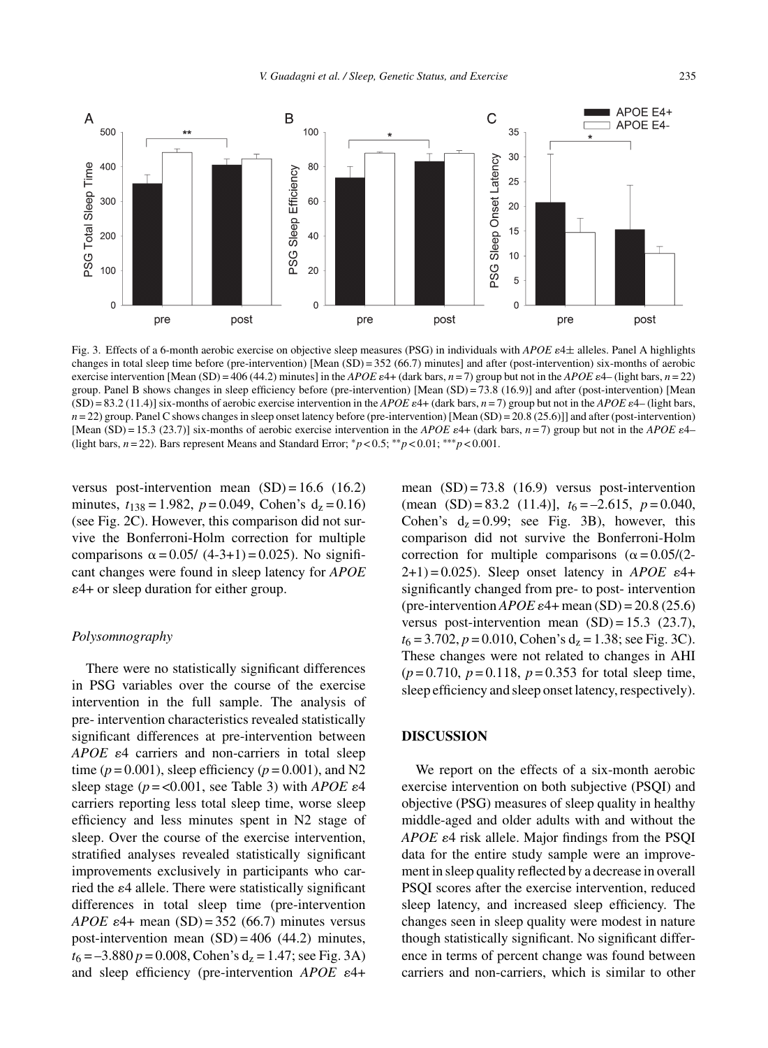Fig. 3. Effects of a 6-month aerobic exercise on objective sleep measures (PSG) in individuals with *APOE* ε4± alleles. Panel A highlights changes in total sleep time before (pre-intervention) [Mean (SD) = 352 (66.7) minutes] and after (post-intervention) six-months of aerobic exercise intervention [Mean (SD) = 406 (44.2) minutes] in the *APOE* ε4+ (dark bars, $n = 7$) group but not in the *APOE* ε4– (light bars, $n = 22$) group. Panel B shows changes in sleep efficiency before (pre-intervention) [Mean (SD) = 73.8 (16.9)] and after (post-intervention) [Mean (SD) = 83.2 (11.4)] six-months of aerobic exercise intervention in the *APOE* ε4+ (dark bars, $n = 7$) group but not in the *APOE* ε4– (light bars, $n = 22$) group. Panel C shows changes in sleep onset latency before (pre-intervention) [Mean (SD) = 20.8 (25.6)]] and after (post-intervention) [Mean (SD) = 15.3 (23.7)] six-months of aerobic exercise intervention in the *APOE* ε4+ (dark bars, $n = 7$) group but not in the *APOE* ε4– (light bars, $n = 22$). Bars represent Means and Standard Error; $^{*}p < 0.5$; $^{**}p < 0.01$; $^{***}p < 0.001$.

versus post-intervention mean (SD) = 16.6 (16.2) minutes, $t_{138} = 1.982$, $p = 0.049$, Cohen's $d_z = 0.16$) (see Fig. 2C). However, this comparison did not survive the Bonferroni-Holm correction for multiple comparisons $\alpha = 0.05/\ (4\text{-}3\text{+}1) = 0.025$). No significant changes were found in sleep latency for *APOE* ε4+ or sleep duration for either group.

### *Polysomnography*

There were no statistically significant differences in PSG variables over the course of the exercise intervention in the full sample. The analysis of pre- intervention characteristics revealed statistically significant differences at pre-intervention between *APOE* ε4 carriers and non-carriers in total sleep time ($p = 0.001$), sleep efficiency ($p = 0.001$), and N2 sleep stage ($p = <0.001$, see Table 3) with *APOE* ε4 carriers reporting less total sleep time, worse sleep efficiency and less minutes spent in N2 stage of sleep. Over the course of the exercise intervention, stratified analyses revealed statistically significant improvements exclusively in participants who carried the ε4 allele. There were statistically significant differences in total sleep time (pre-intervention *APOE* ε4+ mean (SD) = 352 (66.7) minutes versus post-intervention mean (SD) = 406 (44.2) minutes, $t_6 = -3.880$ $p = 0.008$, Cohen's $d_z = 1.47$; see Fig. 3A) and sleep efficiency (pre-intervention *APOE* ε4+ mean (SD) = 73.8 (16.9) versus post-intervention (mean (SD) = 83.2 (11.4)], $t_6 = -2.615$, $p = 0.040$, Cohen's $d_z = 0.99$; see Fig. 3B), however, this comparison did not survive the Bonferroni-Holm correction for multiple comparisons ($\alpha = 0.05/(2\text{-}2\text{+}1) = 0.025$). Sleep onset latency in *APOE* ε4+ significantly changed from pre- to post- intervention (pre-intervention *APOE* ε4+ mean (SD) = 20.8 (25.6) versus post-intervention mean (SD) = 15.3 (23.7), $t_6 = 3.702$, $p = 0.010$, Cohen's $d_z = 1.38$; see Fig. 3C). These changes were not related to changes in AHI ($p = 0.710$, $p = 0.118$, $p = 0.353$ for total sleep time, sleep efficiency and sleep onset latency, respectively).

## DISCUSSION

We report on the effects of a six-month aerobic exercise intervention on both subjective (PSQI) and objective (PSG) measures of sleep quality in healthy middle-aged and older adults with and without the *APOE* ε4 risk allele. Major findings from the PSQI data for the entire study sample were an improvement in sleep quality reflected by a decrease in overall PSQI scores after the exercise intervention, reduced sleep latency, and increased sleep efficiency. The changes seen in sleep quality were modest in nature though statistically significant. No significant difference in terms of percent change was found between carriers and non-carriers, which is similar to other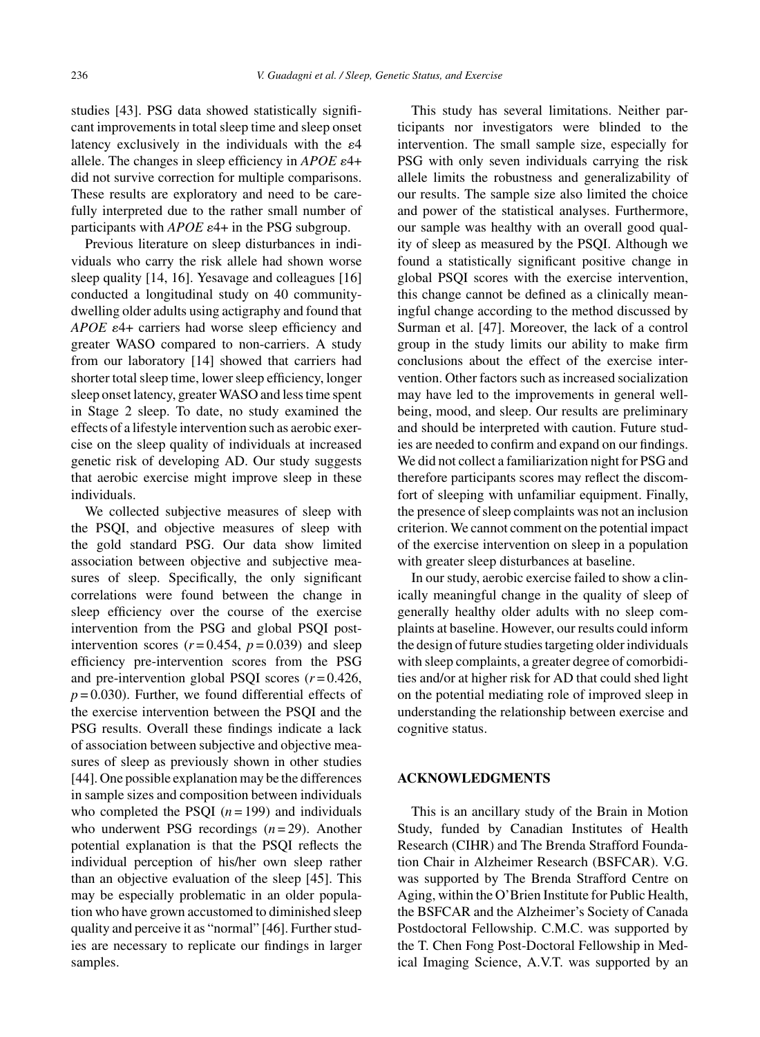studies [43]. PSG data showed statistically significant improvements in total sleep time and sleep onset latency exclusively in the individuals with the $\varepsilon 4$ allele. The changes in sleep efficiency in *APOE* $\varepsilon 4+$ did not survive correction for multiple comparisons. These results are exploratory and need to be carefully interpreted due to the rather small number of participants with *APOE* $\varepsilon 4+$ in the PSG subgroup.

Previous literature on sleep disturbances in individuals who carry the risk allele had shown worse sleep quality [14, 16]. Yesavage and colleagues [16] conducted a longitudinal study on 40 community-dwelling older adults using actigraphy and found that *APOE* $\varepsilon 4+$ carriers had worse sleep efficiency and greater WASO compared to non-carriers. A study from our laboratory [14] showed that carriers had shorter total sleep time, lower sleep efficiency, longer sleep onset latency, greater WASO and less time spent in Stage 2 sleep. To date, no study examined the effects of a lifestyle intervention such as aerobic exercise on the sleep quality of individuals at increased genetic risk of developing AD. Our study suggests that aerobic exercise might improve sleep in these individuals.

We collected subjective measures of sleep with the PSQI, and objective measures of sleep with the gold standard PSG. Our data show limited association between objective and subjective measures of sleep. Specifically, the only significant correlations were found between the change in sleep efficiency over the course of the exercise intervention from the PSG and global PSQI post-intervention scores ($r = 0.454$, $p = 0.039$) and sleep efficiency pre-intervention scores from the PSG and pre-intervention global PSQI scores ($r = 0.426$, $p = 0.030$). Further, we found differential effects of the exercise intervention between the PSQI and the PSG results. Overall these findings indicate a lack of association between subjective and objective measures of sleep as previously shown in other studies [44]. One possible explanation may be the differences in sample sizes and composition between individuals who completed the PSQI ($n = 199$) and individuals who underwent PSG recordings ($n = 29$). Another potential explanation is that the PSQI reflects the individual perception of his/her own sleep rather than an objective evaluation of the sleep [45]. This may be especially problematic in an older population who have grown accustomed to diminished sleep quality and perceive it as "normal" [46]. Further studies are necessary to replicate our findings in larger samples.

This study has several limitations. Neither participants nor investigators were blinded to the intervention. The small sample size, especially for PSG with only seven individuals carrying the risk allele limits the robustness and generalizability of our results. The sample size also limited the choice and power of the statistical analyses. Furthermore, our sample was healthy with an overall good quality of sleep as measured by the PSQI. Although we found a statistically significant positive change in global PSQI scores with the exercise intervention, this change cannot be defined as a clinically meaningful change according to the method discussed by Surman et al. [47]. Moreover, the lack of a control group in the study limits our ability to make firm conclusions about the effect of the exercise intervention. Other factors such as increased socialization may have led to the improvements in general well-being, mood, and sleep. Our results are preliminary and should be interpreted with caution. Future studies are needed to confirm and expand on our findings. We did not collect a familiarization night for PSG and therefore participants scores may reflect the discomfort of sleeping with unfamiliar equipment. Finally, the presence of sleep complaints was not an inclusion criterion. We cannot comment on the potential impact of the exercise intervention on sleep in a population with greater sleep disturbances at baseline.

In our study, aerobic exercise failed to show a clinically meaningful change in the quality of sleep of generally healthy older adults with no sleep complaints at baseline. However, our results could inform the design of future studies targeting older individuals with sleep complaints, a greater degree of comorbidities and/or at higher risk for AD that could shed light on the potential mediating role of improved sleep in understanding the relationship between exercise and cognitive status.

## ACKNOWLEDGMENTS

This is an ancillary study of the Brain in Motion Study, funded by Canadian Institutes of Health Research (CIHR) and The Brenda Strafford Foundation Chair in Alzheimer Research (BSFCAR). V.G. was supported by The Brenda Strafford Centre on Aging, within the O'Brien Institute for Public Health, the BSFCAR and the Alzheimer's Society of Canada Postdoctoral Fellowship. C.M.C. was supported by the T. Chen Fong Post-Doctoral Fellowship in Medical Imaging Science, A.V.T. was supported by an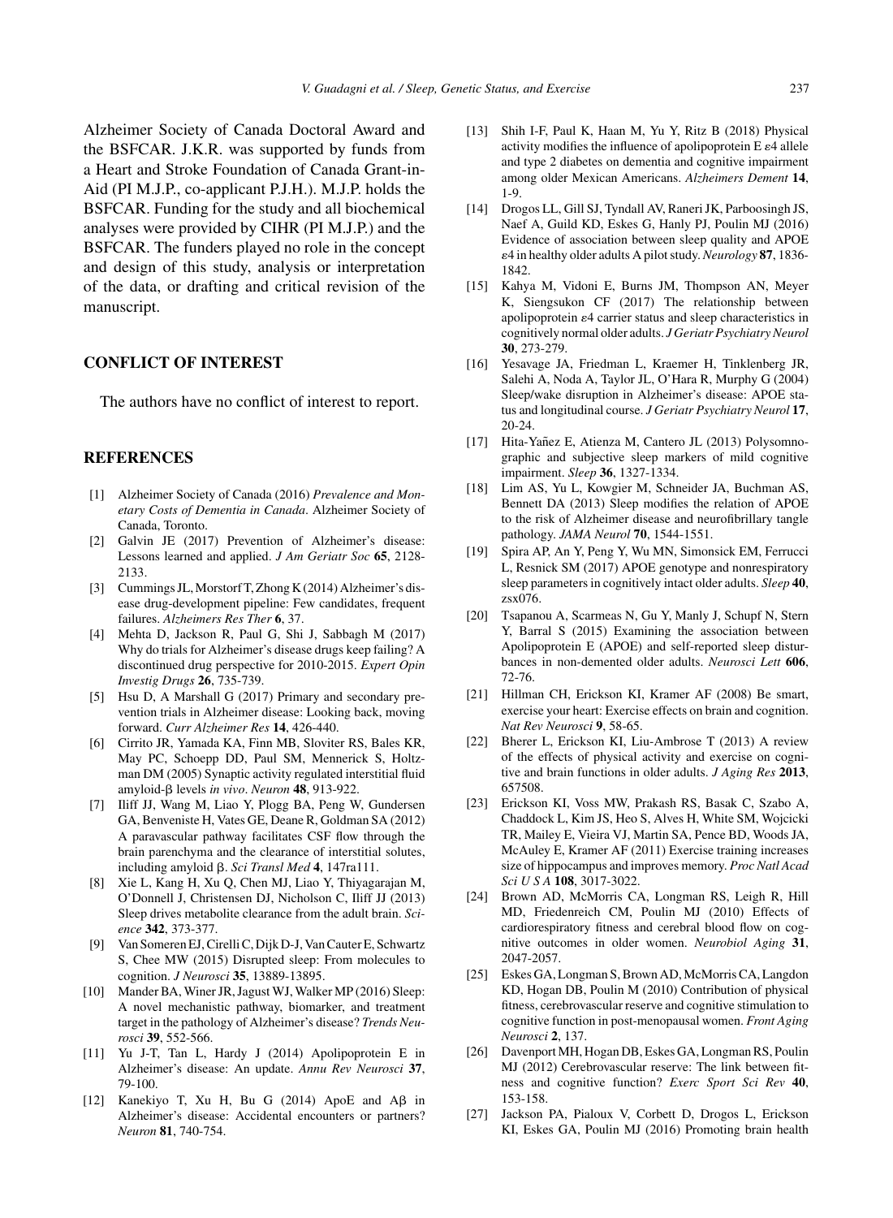Alzheimer Society of Canada Doctoral Award and the BSFCAR. J.K.R. was supported by funds from a Heart and Stroke Foundation of Canada Grant-in-Aid (PI M.J.P., co-applicant P.J.H.). M.J.P. holds the BSFCAR. Funding for the study and all biochemical analyses were provided by CIHR (PI M.J.P.) and the BSFCAR. The funders played no role in the concept and design of this study, analysis or interpretation of the data, or drafting and critical revision of the manuscript.

## CONFLICT OF INTEREST

The authors have no conflict of interest to report.

## REFERENCES

[1] Alzheimer Society of Canada (2016) *Prevalence and Monetary Costs of Dementia in Canada*. Alzheimer Society of Canada, Toronto.

[2] Galvin JE (2017) Prevention of Alzheimer's disease: Lessons learned and applied. *J Am Geriatr Soc* **65**, 2128-2133.

[3] Cummings JL, Morstorf T, Zhong K (2014) Alzheimer's disease drug-development pipeline: Few candidates, frequent failures. *Alzheimers Res Ther* **6**, 37.

[4] Mehta D, Jackson R, Paul G, Shi J, Sabbagh M (2017) Why do trials for Alzheimer's disease drugs keep failing? A discontinued drug perspective for 2010-2015. *Expert Opin Investig Drugs* **26**, 735-739.

[5] Hsu D, A Marshall G (2017) Primary and secondary prevention trials in Alzheimer disease: Looking back, moving forward. *Curr Alzheimer Res* **14**, 426-440.

[6] Cirrito JR, Yamada KA, Finn MB, Sloviter RS, Bales KR, May PC, Schoepp DD, Paul SM, Mennerick S, Holtzman DM (2005) Synaptic activity regulated interstitial fluid amyloid-β levels *in vivo*. *Neuron* **48**, 913-922.

[7] Iliff JJ, Wang M, Liao Y, Plogg BA, Peng W, Gundersen GA, Benveniste H, Vates GE, Deane R, Goldman SA (2012) A paravascular pathway facilitates CSF flow through the brain parenchyma and the clearance of interstitial solutes, including amyloid β. *Sci Transl Med* **4**, 147ra111.

[8] Xie L, Kang H, Xu Q, Chen MJ, Liao Y, Thiyagarajan M, O'Donnell J, Christensen DJ, Nicholson C, Iliff JJ (2013) Sleep drives metabolite clearance from the adult brain. *Science* **342**, 373-377.

[9] Van Someren EJ, Cirelli C, Dijk D-J, Van Cauter E, Schwartz S, Chee MW (2015) Disrupted sleep: From molecules to cognition. *J Neurosci* **35**, 13889-13895.

[10] Mander BA, Winer JR, Jagust WJ, Walker MP (2016) Sleep: A novel mechanistic pathway, biomarker, and treatment target in the pathology of Alzheimer's disease? *Trends Neurosci* **39**, 552-566.

[11] Yu J-T, Tan L, Hardy J (2014) Apolipoprotein E in Alzheimer's disease: An update. *Annu Rev Neurosci* **37**, 79-100.

[12] Kanekiyo T, Xu H, Bu G (2014) ApoE and Aβ in Alzheimer's disease: Accidental encounters or partners? *Neuron* **81**, 740-754.

[13] Shih I-F, Paul K, Haan M, Yu Y, Ritz B (2018) Physical activity modifies the influence of apolipoprotein E ε4 allele and type 2 diabetes on dementia and cognitive impairment among older Mexican Americans. *Alzheimers Dement* **14**, 1-9.

[14] Drogos LL, Gill SJ, Tyndall AV, Raneri JK, Parboosingh JS, Naef A, Guild KD, Eskes G, Hanly PJ, Poulin MJ (2016) Evidence of association between sleep quality and APOE ε4 in healthy older adults A pilot study. *Neurology* **87**, 1836-1842.

[15] Kahya M, Vidoni E, Burns JM, Thompson AN, Meyer K, Siengsukon CF (2017) The relationship between apolipoprotein ε4 carrier status and sleep characteristics in cognitively normal older adults. *J Geriatr Psychiatry Neurol* **30**, 273-279.

[16] Yesavage JA, Friedman L, Kraemer H, Tinklenberg JR, Salehi A, Noda A, Taylor JL, O'Hara R, Murphy G (2004) Sleep/wake disruption in Alzheimer's disease: APOE status and longitudinal course. *J Geriatr Psychiatry Neurol* **17**, 20-24.

[17] Hita-Yañez E, Atienza M, Cantero JL (2013) Polysomnographic and subjective sleep markers of mild cognitive impairment. *Sleep* **36**, 1327-1334.

[18] Lim AS, Yu L, Kowgier M, Schneider JA, Buchman AS, Bennett DA (2013) Sleep modifies the relation of APOE to the risk of Alzheimer disease and neurofibrillary tangle pathology. *JAMA Neurol* **70**, 1544-1551.

[19] Spira AP, An Y, Peng Y, Wu MN, Simonsick EM, Ferrucci L, Resnick SM (2017) APOE genotype and nonrespiratory sleep parameters in cognitively intact older adults. *Sleep* **40**, zsx076.

[20] Tsapanou A, Scarmeas N, Gu Y, Manly J, Schupf N, Stern Y, Barral S (2015) Examining the association between Apolipoprotein E (APOE) and self-reported sleep disturbances in non-demented older adults. *Neurosci Lett* **606**, 72-76.

[21] Hillman CH, Erickson KI, Kramer AF (2008) Be smart, exercise your heart: Exercise effects on brain and cognition. *Nat Rev Neurosci* **9**, 58-65.

[22] Bherer L, Erickson KI, Liu-Ambrose T (2013) A review of the effects of physical activity and exercise on cognitive and brain functions in older adults. *J Aging Res* **2013**, 657508.

[23] Erickson KI, Voss MW, Prakash RS, Basak C, Szabo A, Chaddock L, Kim JS, Heo S, Alves H, White SM, Wojcicki TR, Mailey E, Vieira VJ, Martin SA, Pence BD, Woods JA, McAuley E, Kramer AF (2011) Exercise training increases size of hippocampus and improves memory. *Proc Natl Acad Sci U S A* **108**, 3017-3022.

[24] Brown AD, McMorris CA, Longman RS, Leigh R, Hill MD, Friedenreich CM, Poulin MJ (2010) Effects of cardiorespiratory fitness and cerebral blood flow on cognitive outcomes in older women. *Neurobiol Aging* **31**, 2047-2057.

[25] Eskes GA, Longman S, Brown AD, McMorris CA, Langdon KD, Hogan DB, Poulin M (2010) Contribution of physical fitness, cerebrovascular reserve and cognitive stimulation to cognitive function in post-menopausal women. *Front Aging Neurosci* **2**, 137.

[26] Davenport MH, Hogan DB, Eskes GA, Longman RS, Poulin MJ (2012) Cerebrovascular reserve: The link between fitness and cognitive function? *Exerc Sport Sci Rev* **40**, 153-158.

[27] Jackson PA, Pialoux V, Corbett D, Drogos L, Erickson KI, Eskes GA, Poulin MJ (2016) Promoting brain health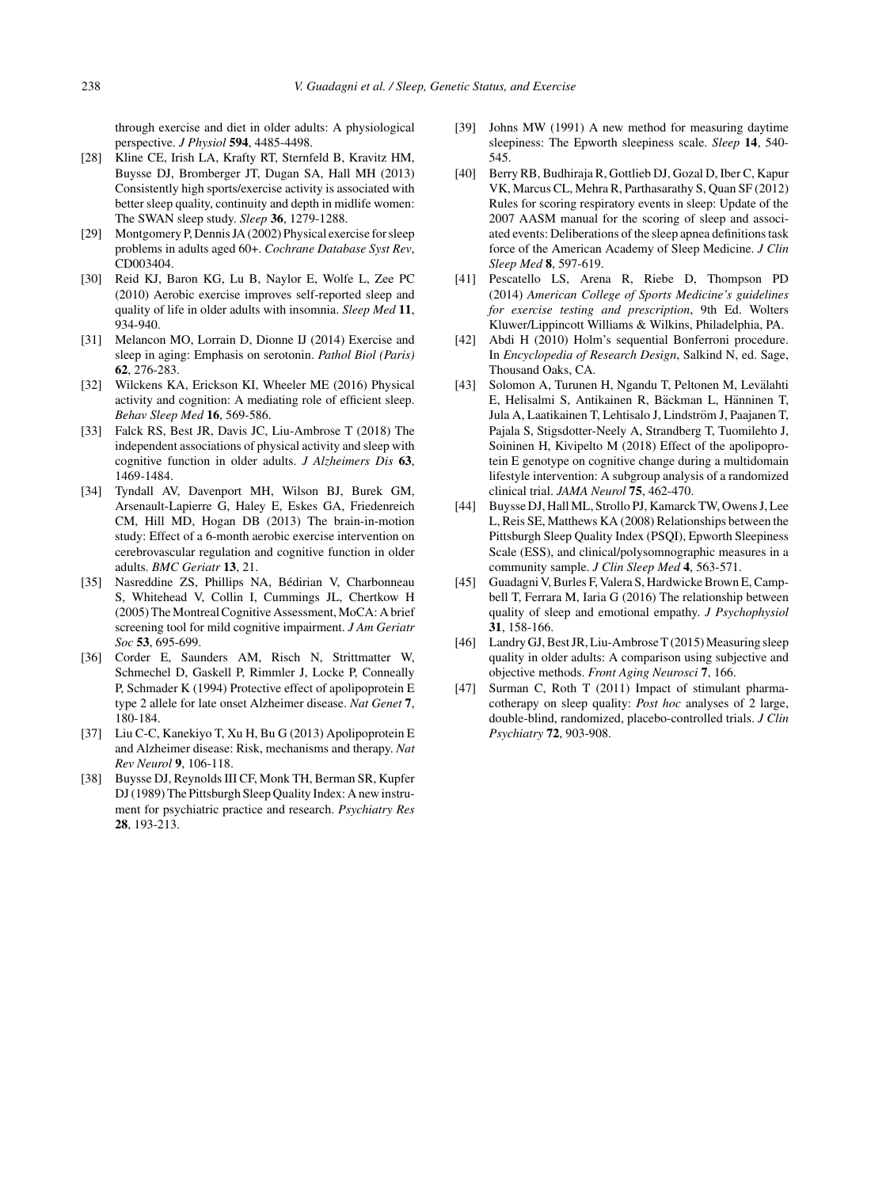through exercise and diet in older adults: A physiological perspective. *J Physiol* **594**, 4485-4498.

[28] Kline CE, Irish LA, Krafty RT, Sternfeld B, Kravitz HM, Buysse DJ, Bromberger JT, Dugan SA, Hall MH (2013) Consistently high sports/exercise activity is associated with better sleep quality, continuity and depth in midlife women: The SWAN sleep study. *Sleep* **36**, 1279-1288.

[29] Montgomery P, Dennis JA (2002) Physical exercise for sleep problems in adults aged 60+. *Cochrane Database Syst Rev*, CD003404.

[30] Reid KJ, Baron KG, Lu B, Naylor E, Wolfe L, Zee PC (2010) Aerobic exercise improves self-reported sleep and quality of life in older adults with insomnia. *Sleep Med* **11**, 934-940.

[31] Melancon MO, Lorrain D, Dionne IJ (2014) Exercise and sleep in aging: Emphasis on serotonin. *Pathol Biol (Paris)* **62**, 276-283.

[32] Wilckens KA, Erickson KI, Wheeler ME (2016) Physical activity and cognition: A mediating role of efficient sleep. *Behav Sleep Med* **16**, 569-586.

[33] Falck RS, Best JR, Davis JC, Liu-Ambrose T (2018) The independent associations of physical activity and sleep with cognitive function in older adults. *J Alzheimers Dis* **63**, 1469-1484.

[34] Tyndall AV, Davenport MH, Wilson BJ, Burek GM, Arsenault-Lapierre G, Haley E, Eskes GA, Friedenreich CM, Hill MD, Hogan DB (2013) The brain-in-motion study: Effect of a 6-month aerobic exercise intervention on cerebrovascular regulation and cognitive function in older adults. *BMC Geriatr* **13**, 21.

[35] Nasreddine ZS, Phillips NA, Bédirian V, Charbonneau S, Whitehead V, Collin I, Cummings JL, Chertkow H (2005) The Montreal Cognitive Assessment, MoCA: A brief screening tool for mild cognitive impairment. *J Am Geriatr Soc* **53**, 695-699.

[36] Corder E, Saunders AM, Risch N, Strittmatter W, Schmechel D, Gaskell P, Rimmler J, Locke P, Conneally P, Schmader K (1994) Protective effect of apolipoprotein E type 2 allele for late onset Alzheimer disease. *Nat Genet* **7**, 180-184.

[37] Liu C-C, Kanekiyo T, Xu H, Bu G (2013) Apolipoprotein E and Alzheimer disease: Risk, mechanisms and therapy. *Nat Rev Neurol* **9**, 106-118.

[38] Buysse DJ, Reynolds III CF, Monk TH, Berman SR, Kupfer DJ (1989) The Pittsburgh Sleep Quality Index: A new instrument for psychiatric practice and research. *Psychiatry Res* **28**, 193-213.

[39] Johns MW (1991) A new method for measuring daytime sleepiness: The Epworth sleepiness scale. *Sleep* **14**, 540-545.

[40] Berry RB, Budhiraja R, Gottlieb DJ, Gozal D, Iber C, Kapur VK, Marcus CL, Mehra R, Parthasarathy S, Quan SF (2012) Rules for scoring respiratory events in sleep: Update of the 2007 AASM manual for the scoring of sleep and associated events: Deliberations of the sleep apnea definitions task force of the American Academy of Sleep Medicine. *J Clin Sleep Med* **8**, 597-619.

[41] Pescatello LS, Arena R, Riebe D, Thompson PD (2014) *American College of Sports Medicine's guidelines for exercise testing and prescription*, 9th Ed. Wolters Kluwer/Lippincott Williams & Wilkins, Philadelphia, PA.

[42] Abdi H (2010) Holm's sequential Bonferroni procedure. In *Encyclopedia of Research Design*, Salkind N, ed. Sage, Thousand Oaks, CA.

[43] Solomon A, Turunen H, Ngandu T, Peltonen M, Levälahti E, Helisalmi S, Antikainen R, Bäckman L, Hänninen T, Jula A, Laatikainen T, Lehtisalo J, Lindström J, Paajanen T, Pajala S, Stigsdotter-Neely A, Strandberg T, Tuomilehto J, Soininen H, Kivipelto M (2018) Effect of the apolipoprotein E genotype on cognitive change during a multidomain lifestyle intervention: A subgroup analysis of a randomized clinical trial. *JAMA Neurol* **75**, 462-470.

[44] Buysse DJ, Hall ML, Strollo PJ, Kamarck TW, Owens J, Lee L, Reis SE, Matthews KA (2008) Relationships between the Pittsburgh Sleep Quality Index (PSQI), Epworth Sleepiness Scale (ESS), and clinical/polysomnographic measures in a community sample. *J Clin Sleep Med* **4**, 563-571.

[45] Guadagni V, Burles F, Valera S, Hardwicke Brown E, Campbell T, Ferrara M, Iaria G (2016) The relationship between quality of sleep and emotional empathy. *J Psychophysiol* **31**, 158-166.

[46] Landry GJ, Best JR, Liu-Ambrose T (2015) Measuring sleep quality in older adults: A comparison using subjective and objective methods. *Front Aging Neurosci* **7**, 166.

[47] Surman C, Roth T (2011) Impact of stimulant pharmacotherapy on sleep quality: *Post hoc* analyses of 2 large, double-blind, randomized, placebo-controlled trials. *J Clin Psychiatry* **72**, 903-908.